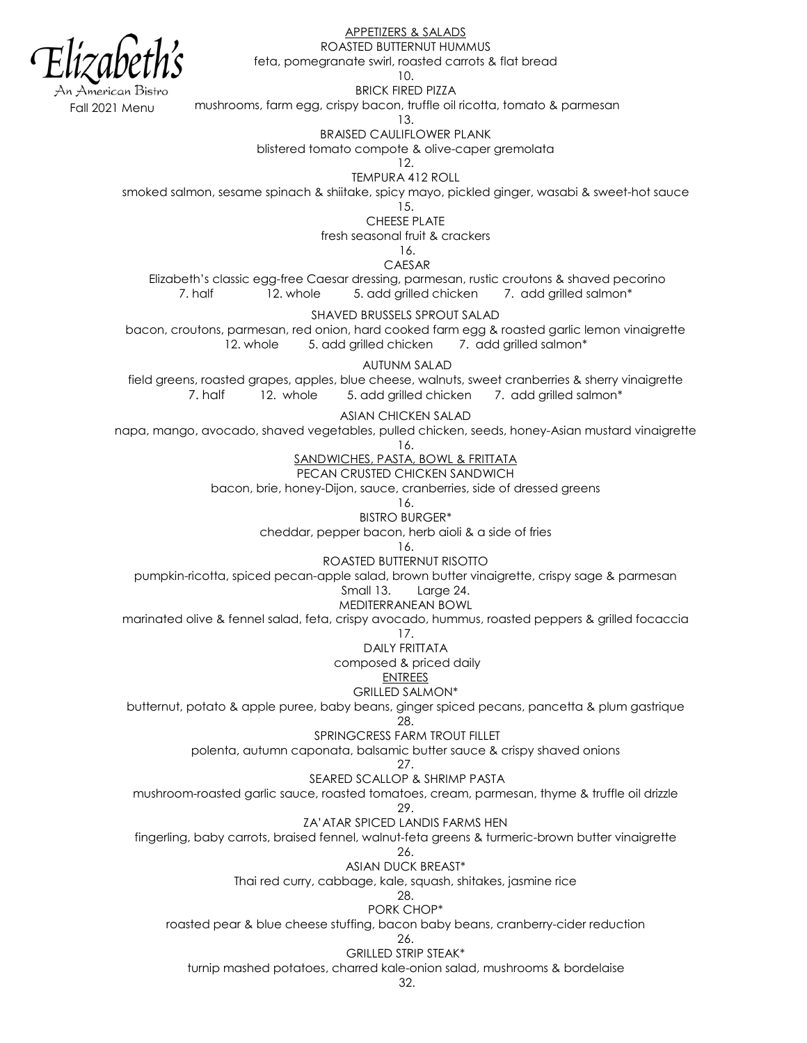# Elizabeth's

An American Bistro

Fall 2021 Menu

## APPETIZERS & SALADS

**ROASTED BUTTERNUT HUMMUS**
feta, pomegranate swirl, roasted carrots & flat bread
10.

**BRICK FIRED PIZZA**
mushrooms, farm egg, crispy bacon, truffle oil ricotta, tomato & parmesan
13.

**BRAISED CAULIFLOWER PLANK**
blistered tomato compote & olive-caper gremolata
12.

**TEMPURA 412 ROLL**
smoked salmon, sesame spinach & shiitake, spicy mayo, pickled ginger, wasabi & sweet-hot sauce
15.

**CHEESE PLATE**
fresh seasonal fruit & crackers
16.

**CAESAR**
Elizabeth's classic egg-free Caesar dressing, parmesan, rustic croutons & shaved pecorino
7. half 12. whole 5. add grilled chicken 7. add grilled salmon*

**SHAVED BRUSSELS SPROUT SALAD**
bacon, croutons, parmesan, red onion, hard cooked farm egg & roasted garlic lemon vinaigrette
12. whole 5. add grilled chicken 7. add grilled salmon*

**AUTUNM SALAD**
field greens, roasted grapes, apples, blue cheese, walnuts, sweet cranberries & sherry vinaigrette
7. half 12. whole 5. add grilled chicken 7. add grilled salmon*

**ASIAN CHICKEN SALAD**
napa, mango, avocado, shaved vegetables, pulled chicken, seeds, honey-Asian mustard vinaigrette
16.

## SANDWICHES, PASTA, BOWL & FRITTATA

**PECAN CRUSTED CHICKEN SANDWICH**
bacon, brie, honey-Dijon, sauce, cranberries, side of dressed greens
16.

**BISTRO BURGER***
cheddar, pepper bacon, herb aioli & a side of fries
16.

**ROASTED BUTTERNUT RISOTTO**
pumpkin-ricotta, spiced pecan-apple salad, brown butter vinaigrette, crispy sage & parmesan
Small 13. Large 24.

**MEDITERRANEAN BOWL**
marinated olive & fennel salad, feta, crispy avocado, hummus, roasted peppers & grilled focaccia
17.

**DAILY FRITTATA**
composed & priced daily

## ENTREES

**GRILLED SALMON***
butternut, potato & apple puree, baby beans, ginger spiced pecans, pancetta & plum gastrique
28.

**SPRINGCRESS FARM TROUT FILLET**
polenta, autumn caponata, balsamic butter sauce & crispy shaved onions
27.

**SEARED SCALLOP & SHRIMP PASTA**
mushroom-roasted garlic sauce, roasted tomatoes, cream, parmesan, thyme & truffle oil drizzle
29.

**ZA'ATAR SPICED LANDIS FARMS HEN**
fingerling, baby carrots, braised fennel, walnut-feta greens & turmeric-brown butter vinaigrette
26.

**ASIAN DUCK BREAST***
Thai red curry, cabbage, kale, squash, shitakes, jasmine rice
28.

**PORK CHOP***
roasted pear & blue cheese stuffing, bacon baby beans, cranberry-cider reduction
26.

**GRILLED STRIP STEAK***
turnip mashed potatoes, charred kale-onion salad, mushrooms & bordelaise
32.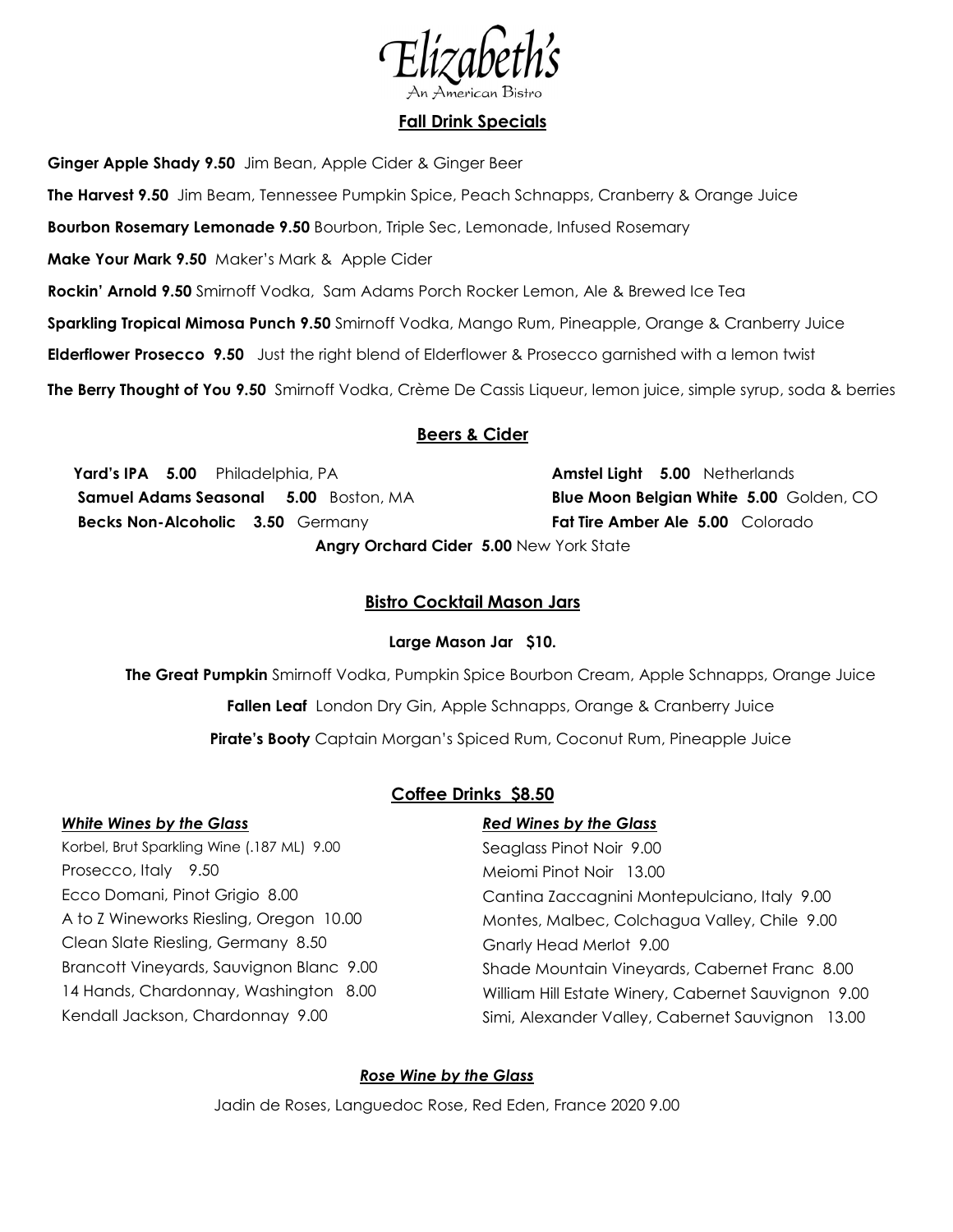# Elizabeth's

An American Bistro

## Fall Drink Specials

**Ginger Apple Shady 9.50** Jim Bean, Apple Cider & Ginger Beer

**The Harvest 9.50** Jim Beam, Tennessee Pumpkin Spice, Peach Schnapps, Cranberry & Orange Juice

**Bourbon Rosemary Lemonade 9.50** Bourbon, Triple Sec, Lemonade, Infused Rosemary

**Make Your Mark 9.50** Maker's Mark & Apple Cider

**Rockin' Arnold 9.50** Smirnoff Vodka, Sam Adams Porch Rocker Lemon, Ale & Brewed Ice Tea

**Sparkling Tropical Mimosa Punch 9.50** Smirnoff Vodka, Mango Rum, Pineapple, Orange & Cranberry Juice

**Elderflower Prosecco 9.50** Just the right blend of Elderflower & Prosecco garnished with a lemon twist

**The Berry Thought of You 9.50** Smirnoff Vodka, Crème De Cassis Liqueur, lemon juice, simple syrup, soda & berries

## Beers & Cider

**Yard's IPA 5.00** Philadelphia, PA

**Samuel Adams Seasonal 5.00** Boston, MA

**Becks Non-Alcoholic 3.50** Germany

**Amstel Light 5.00** Netherlands

**Blue Moon Belgian White 5.00** Golden, CO

**Fat Tire Amber Ale 5.00** Colorado

**Angry Orchard Cider 5.00** New York State

## Bistro Cocktail Mason Jars

**Large Mason Jar $10.**

**The Great Pumpkin** Smirnoff Vodka, Pumpkin Spice Bourbon Cream, Apple Schnapps, Orange Juice

**Fallen Leaf** London Dry Gin, Apple Schnapps, Orange & Cranberry Juice

**Pirate's Booty** Captain Morgan's Spiced Rum, Coconut Rum, Pineapple Juice

## Coffee Drinks $8.50

### *White Wines by the Glass*

Korbel, Brut Sparkling Wine (.187 ML) 9.00
Prosecco, Italy 9.50
Ecco Domani, Pinot Grigio 8.00
A to Z Wineworks Riesling, Oregon 10.00
Clean Slate Riesling, Germany 8.50
Brancott Vineyards, Sauvignon Blanc 9.00
14 Hands, Chardonnay, Washington 8.00
Kendall Jackson, Chardonnay 9.00

### *Red Wines by the Glass*

Seaglass Pinot Noir 9.00
Meiomi Pinot Noir 13.00
Cantina Zaccagnini Montepulciano, Italy 9.00
Montes, Malbec, Colchagua Valley, Chile 9.00
Gnarly Head Merlot 9.00
Shade Mountain Vineyards, Cabernet Franc 8.00
William Hill Estate Winery, Cabernet Sauvignon 9.00
Simi, Alexander Valley, Cabernet Sauvignon 13.00

### *Rose Wine by the Glass*

Jadin de Roses, Languedoc Rose, Red Eden, France 2020 9.00